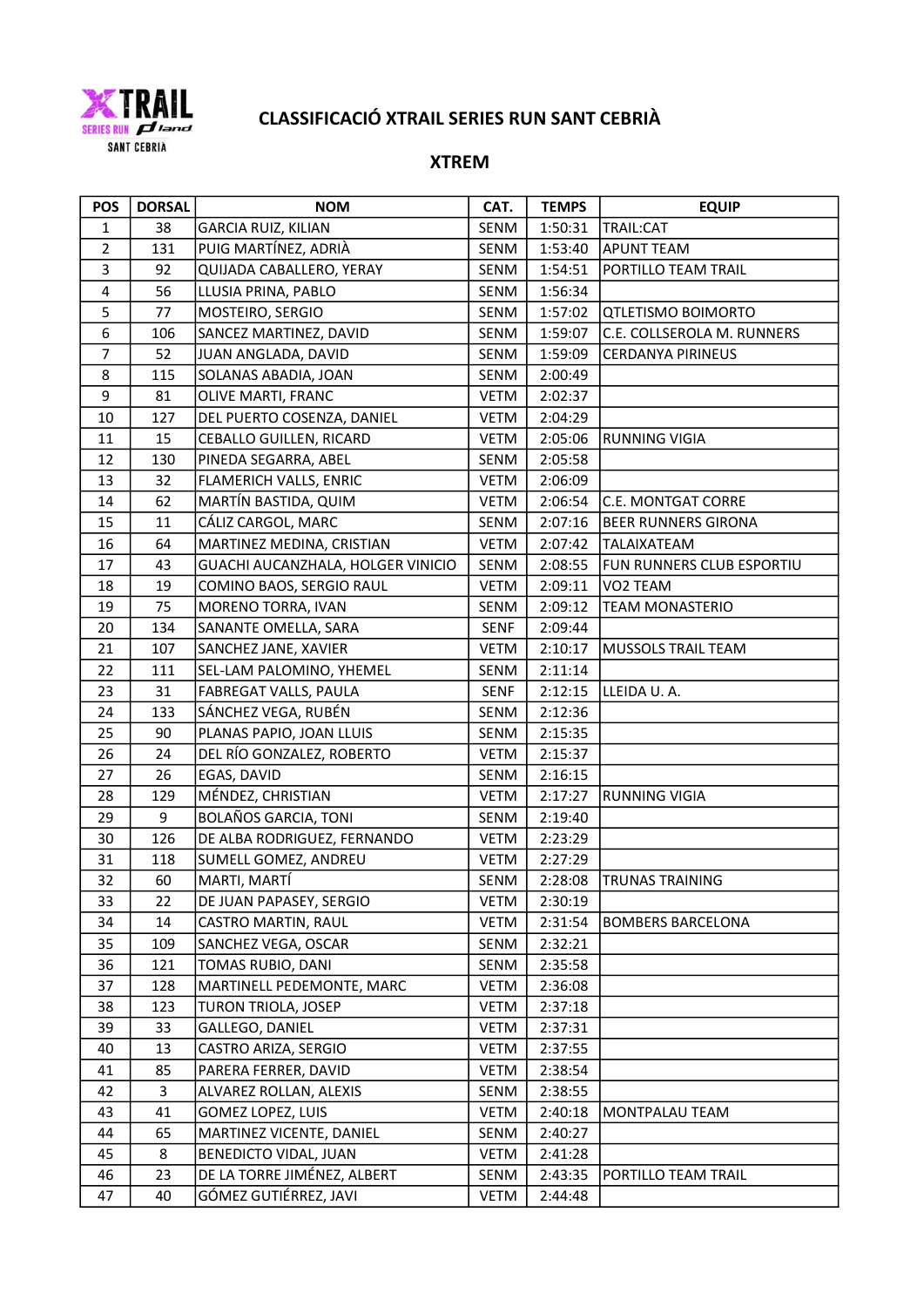# CLASSIFICACIÓ XTRAIL SERIES RUN SANT CEBRIÀ

## XTREM

| POS | DORSAL | NOM | CAT. | TEMPS | EQUIP |
|---|---|---|---|---|---|
| 1 | 38 | GARCIA RUIZ, KILIAN | SENM | 1:50:31 | TRAIL:CAT |
| 2 | 131 | PUIG MARTÍNEZ, ADRIÀ | SENM | 1:53:40 | APUNT TEAM |
| 3 | 92 | QUIJADA CABALLERO, YERAY | SENM | 1:54:51 | PORTILLO TEAM TRAIL |
| 4 | 56 | LLUSIA PRINA, PABLO | SENM | 1:56:34 | |
| 5 | 77 | MOSTEIRO, SERGIO | SENM | 1:57:02 | QTLETISMO BOIMORTO |
| 6 | 106 | SANCEZ MARTINEZ, DAVID | SENM | 1:59:07 | C.E. COLLSEROLA M. RUNNERS |
| 7 | 52 | JUAN ANGLADA, DAVID | SENM | 1:59:09 | CERDANYA PIRINEUS |
| 8 | 115 | SOLANAS ABADIA, JOAN | SENM | 2:00:49 | |
| 9 | 81 | OLIVE MARTI, FRANC | VETM | 2:02:37 | |
| 10 | 127 | DEL PUERTO COSENZA, DANIEL | VETM | 2:04:29 | |
| 11 | 15 | CEBALLO GUILLEN, RICARD | VETM | 2:05:06 | RUNNING VIGIA |
| 12 | 130 | PINEDA SEGARRA, ABEL | SENM | 2:05:58 | |
| 13 | 32 | FLAMERICH VALLS, ENRIC | VETM | 2:06:09 | |
| 14 | 62 | MARTÍN BASTIDA, QUIM | VETM | 2:06:54 | C.E. MONTGAT CORRE |
| 15 | 11 | CÁLIZ CARGOL, MARC | SENM | 2:07:16 | BEER RUNNERS GIRONA |
| 16 | 64 | MARTINEZ MEDINA, CRISTIAN | VETM | 2:07:42 | TALAIXATEAM |
| 17 | 43 | GUACHI AUCANZHALA, HOLGER VINICIO | SENM | 2:08:55 | FUN RUNNERS CLUB ESPORTIU |
| 18 | 19 | COMINO BAOS, SERGIO RAUL | VETM | 2:09:11 | VO2 TEAM |
| 19 | 75 | MORENO TORRA, IVAN | SENM | 2:09:12 | TEAM MONASTERIO |
| 20 | 134 | SANANTE OMELLA, SARA | SENF | 2:09:44 | |
| 21 | 107 | SANCHEZ JANE, XAVIER | VETM | 2:10:17 | MUSSOLS TRAIL TEAM |
| 22 | 111 | SEL-LAM PALOMINO, YHEMEL | SENM | 2:11:14 | |
| 23 | 31 | FABREGAT VALLS, PAULA | SENF | 2:12:15 | LLEIDA U. A. |
| 24 | 133 | SÁNCHEZ VEGA, RUBÉN | SENM | 2:12:36 | |
| 25 | 90 | PLANAS PAPIO, JOAN LLUIS | SENM | 2:15:35 | |
| 26 | 24 | DEL RÍO GONZALEZ, ROBERTO | VETM | 2:15:37 | |
| 27 | 26 | EGAS, DAVID | SENM | 2:16:15 | |
| 28 | 129 | MÉNDEZ, CHRISTIAN | VETM | 2:17:27 | RUNNING VIGIA |
| 29 | 9 | BOLAÑOS GARCIA, TONI | SENM | 2:19:40 | |
| 30 | 126 | DE ALBA RODRIGUEZ, FERNANDO | VETM | 2:23:29 | |
| 31 | 118 | SUMELL GOMEZ, ANDREU | VETM | 2:27:29 | |
| 32 | 60 | MARTI, MARTÍ | SENM | 2:28:08 | TRUNAS TRAINING |
| 33 | 22 | DE JUAN PAPASEY, SERGIO | VETM | 2:30:19 | |
| 34 | 14 | CASTRO MARTIN, RAUL | VETM | 2:31:54 | BOMBERS BARCELONA |
| 35 | 109 | SANCHEZ VEGA, OSCAR | SENM | 2:32:21 | |
| 36 | 121 | TOMAS RUBIO, DANI | SENM | 2:35:58 | |
| 37 | 128 | MARTINELL PEDEMONTE, MARC | VETM | 2:36:08 | |
| 38 | 123 | TURON TRIOLA, JOSEP | VETM | 2:37:18 | |
| 39 | 33 | GALLEGO, DANIEL | VETM | 2:37:31 | |
| 40 | 13 | CASTRO ARIZA, SERGIO | VETM | 2:37:55 | |
| 41 | 85 | PARERA FERRER, DAVID | VETM | 2:38:54 | |
| 42 | 3 | ALVAREZ ROLLAN, ALEXIS | SENM | 2:38:55 | |
| 43 | 41 | GOMEZ LOPEZ, LUIS | VETM | 2:40:18 | MONTPALAU TEAM |
| 44 | 65 | MARTINEZ VICENTE, DANIEL | SENM | 2:40:27 | |
| 45 | 8 | BENEDICTO VIDAL, JUAN | VETM | 2:41:28 | |
| 46 | 23 | DE LA TORRE JIMÉNEZ, ALBERT | SENM | 2:43:35 | PORTILLO TEAM TRAIL |
| 47 | 40 | GÓMEZ GUTIÉRREZ, JAVI | VETM | 2:44:48 | |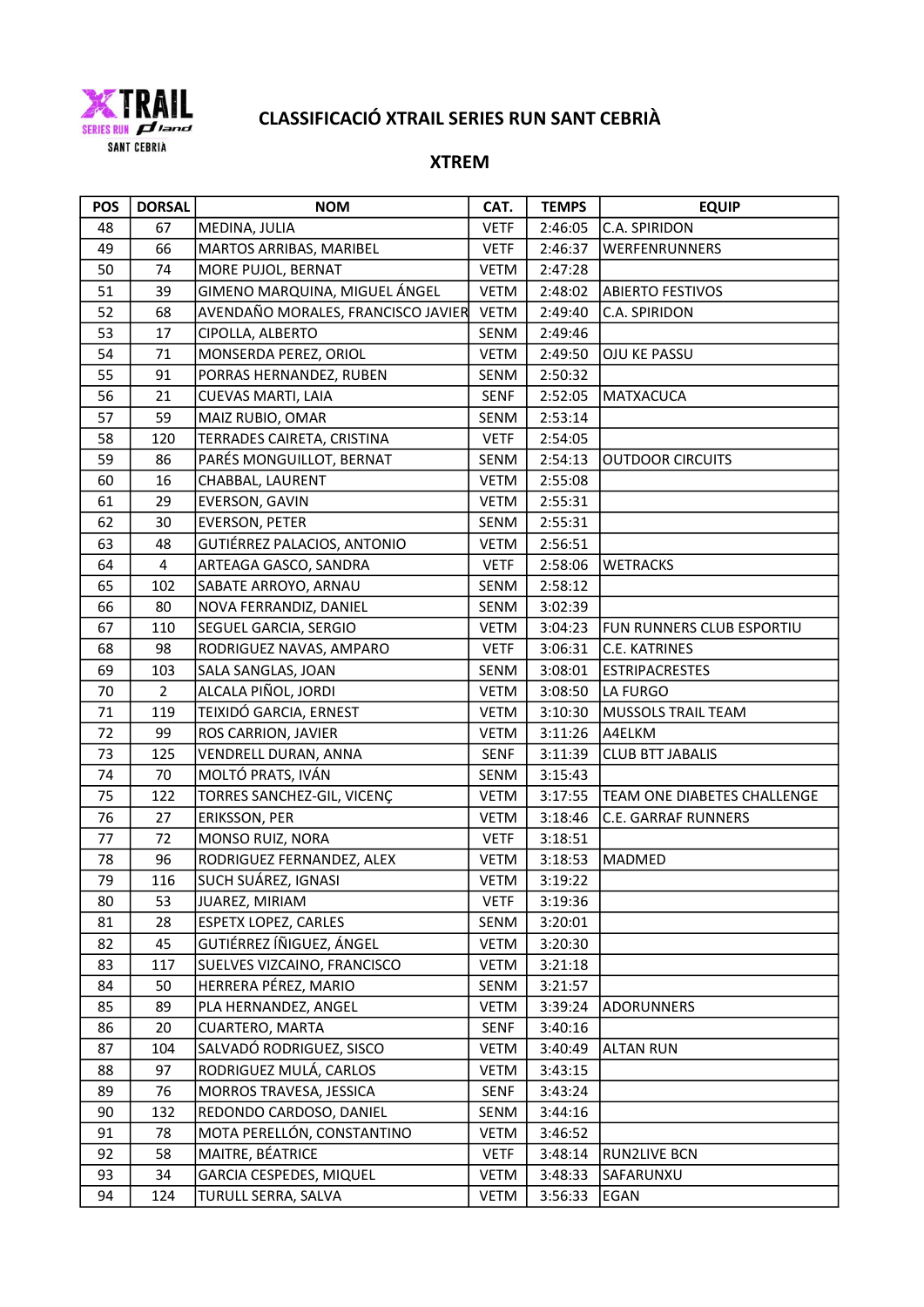# CLASSIFICACIÓ XTRAIL SERIES RUN SANT CEBRIÀ

## XTREM

| POS | DORSAL | NOM | CAT. | TEMPS | EQUIP |
|---|---|---|---|---|---|
| 48 | 67 | MEDINA, JULIA | VETF | 2:46:05 | C.A. SPIRIDON |
| 49 | 66 | MARTOS ARRIBAS, MARIBEL | VETF | 2:46:37 | WERFENRUNNERS |
| 50 | 74 | MORE PUJOL, BERNAT | VETM | 2:47:28 | |
| 51 | 39 | GIMENO MARQUINA, MIGUEL ÁNGEL | VETM | 2:48:02 | ABIERTO FESTIVOS |
| 52 | 68 | AVENDAÑO MORALES, FRANCISCO JAVIER | VETM | 2:49:40 | C.A. SPIRIDON |
| 53 | 17 | CIPOLLA, ALBERTO | SENM | 2:49:46 | |
| 54 | 71 | MONSERDA PEREZ, ORIOL | VETM | 2:49:50 | OJU KE PASSU |
| 55 | 91 | PORRAS HERNANDEZ, RUBEN | SENM | 2:50:32 | |
| 56 | 21 | CUEVAS MARTI, LAIA | SENF | 2:52:05 | MATXACUCA |
| 57 | 59 | MAIZ RUBIO, OMAR | SENM | 2:53:14 | |
| 58 | 120 | TERRADES CAIRETA, CRISTINA | VETF | 2:54:05 | |
| 59 | 86 | PARÉS MONGUILLOT, BERNAT | SENM | 2:54:13 | OUTDOOR CIRCUITS |
| 60 | 16 | CHABBAL, LAURENT | VETM | 2:55:08 | |
| 61 | 29 | EVERSON, GAVIN | VETM | 2:55:31 | |
| 62 | 30 | EVERSON, PETER | SENM | 2:55:31 | |
| 63 | 48 | GUTIÉRREZ PALACIOS, ANTONIO | VETM | 2:56:51 | |
| 64 | 4 | ARTEAGA GASCO, SANDRA | VETF | 2:58:06 | WETRACKS |
| 65 | 102 | SABATE ARROYO, ARNAU | SENM | 2:58:12 | |
| 66 | 80 | NOVA FERRANDIZ, DANIEL | SENM | 3:02:39 | |
| 67 | 110 | SEGUEL GARCIA, SERGIO | VETM | 3:04:23 | FUN RUNNERS CLUB ESPORTIU |
| 68 | 98 | RODRIGUEZ NAVAS, AMPARO | VETF | 3:06:31 | C.E. KATRINES |
| 69 | 103 | SALA SANGLAS, JOAN | SENM | 3:08:01 | ESTRIPACRESTES |
| 70 | 2 | ALCALA PIÑOL, JORDI | VETM | 3:08:50 | LA FURGO |
| 71 | 119 | TEIXIDÓ GARCIA, ERNEST | VETM | 3:10:30 | MUSSOLS TRAIL TEAM |
| 72 | 99 | ROS CARRION, JAVIER | VETM | 3:11:26 | A4ELKM |
| 73 | 125 | VENDRELL DURAN, ANNA | SENF | 3:11:39 | CLUB BTT JABALIS |
| 74 | 70 | MOLTÓ PRATS, IVÁN | SENM | 3:15:43 | |
| 75 | 122 | TORRES SANCHEZ-GIL, VICENÇ | VETM | 3:17:55 | TEAM ONE DIABETES CHALLENGE |
| 76 | 27 | ERIKSSON, PER | VETM | 3:18:46 | C.E. GARRAF RUNNERS |
| 77 | 72 | MONSO RUIZ, NORA | VETF | 3:18:51 | |
| 78 | 96 | RODRIGUEZ FERNANDEZ, ALEX | VETM | 3:18:53 | MADMED |
| 79 | 116 | SUCH SUÁREZ, IGNASI | VETM | 3:19:22 | |
| 80 | 53 | JUAREZ, MIRIAM | VETF | 3:19:36 | |
| 81 | 28 | ESPETX LOPEZ, CARLES | SENM | 3:20:01 | |
| 82 | 45 | GUTIÉRREZ ÍÑIGUEZ, ÁNGEL | VETM | 3:20:30 | |
| 83 | 117 | SUELVES VIZCAINO, FRANCISCO | VETM | 3:21:18 | |
| 84 | 50 | HERRERA PÉREZ, MARIO | SENM | 3:21:57 | |
| 85 | 89 | PLA HERNANDEZ, ANGEL | VETM | 3:39:24 | ADORUNNERS |
| 86 | 20 | CUARTERO, MARTA | SENF | 3:40:16 | |
| 87 | 104 | SALVADÓ RODRIGUEZ, SISCO | VETM | 3:40:49 | ALTAN RUN |
| 88 | 97 | RODRIGUEZ MULÁ, CARLOS | VETM | 3:43:15 | |
| 89 | 76 | MORROS TRAVESA, JESSICA | SENF | 3:43:24 | |
| 90 | 132 | REDONDO CARDOSO, DANIEL | SENM | 3:44:16 | |
| 91 | 78 | MOTA PERELLÓN, CONSTANTINO | VETM | 3:46:52 | |
| 92 | 58 | MAITRE, BÉATRICE | VETF | 3:48:14 | RUN2LIVE BCN |
| 93 | 34 | GARCIA CESPEDES, MIQUEL | VETM | 3:48:33 | SAFARUNXU |
| 94 | 124 | TURULL SERRA, SALVA | VETM | 3:56:33 | EGAN |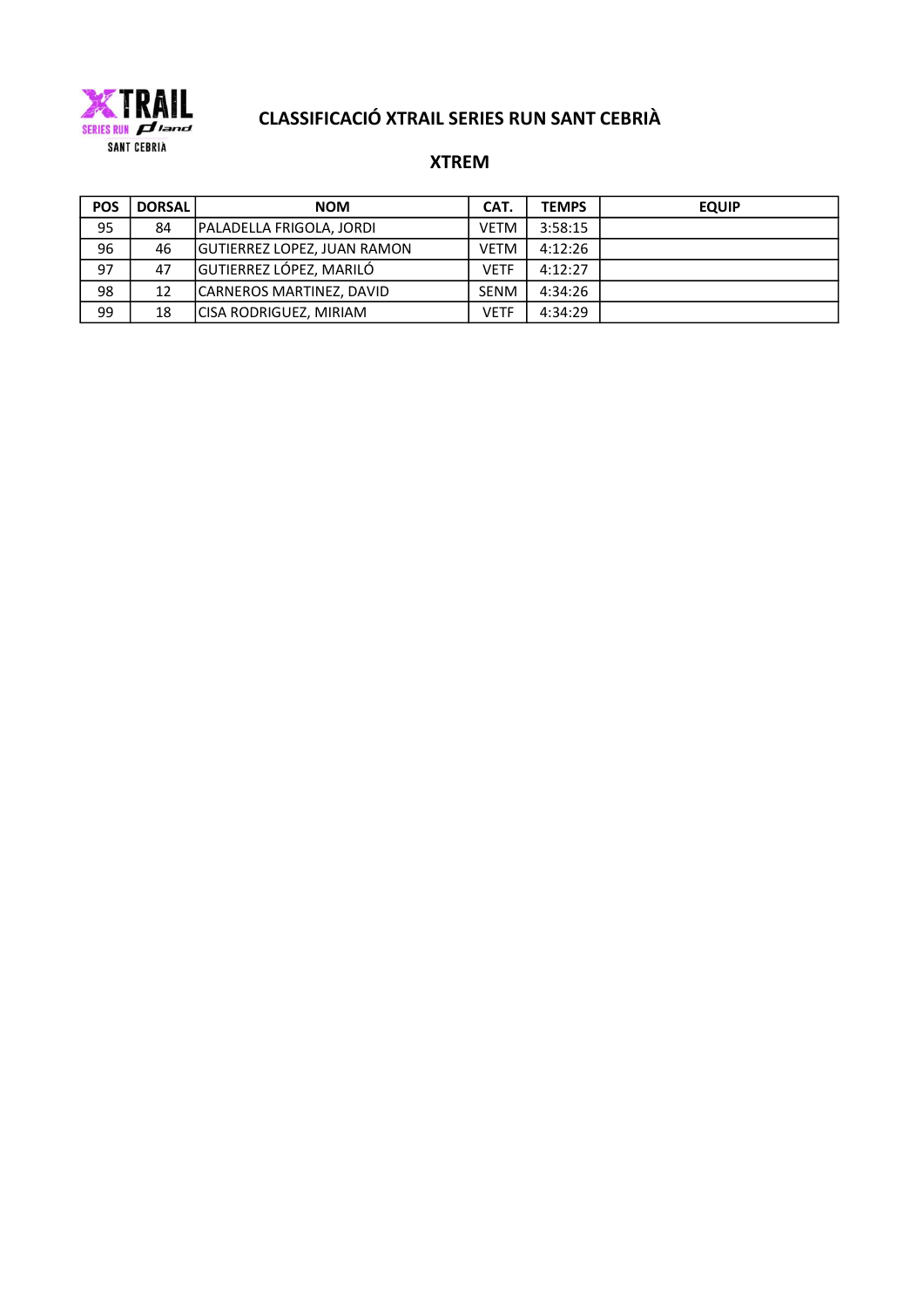## CLASSIFICACIÓ XTRAIL SERIES RUN SANT CEBRIÀ

### XTREM

| POS | DORSAL | NOM | CAT. | TEMPS | EQUIP |
|---|---|---|---|---|---|
| 95 | 84 | PALADELLA FRIGOLA, JORDI | VETM | 3:58:15 | |
| 96 | 46 | GUTIERREZ LOPEZ, JUAN RAMON | VETM | 4:12:26 | |
| 97 | 47 | GUTIERREZ LÓPEZ, MARILÓ | VETF | 4:12:27 | |
| 98 | 12 | CARNEROS MARTINEZ, DAVID | SENM | 4:34:26 | |
| 99 | 18 | CISA RODRIGUEZ, MIRIAM | VETF | 4:34:29 | |